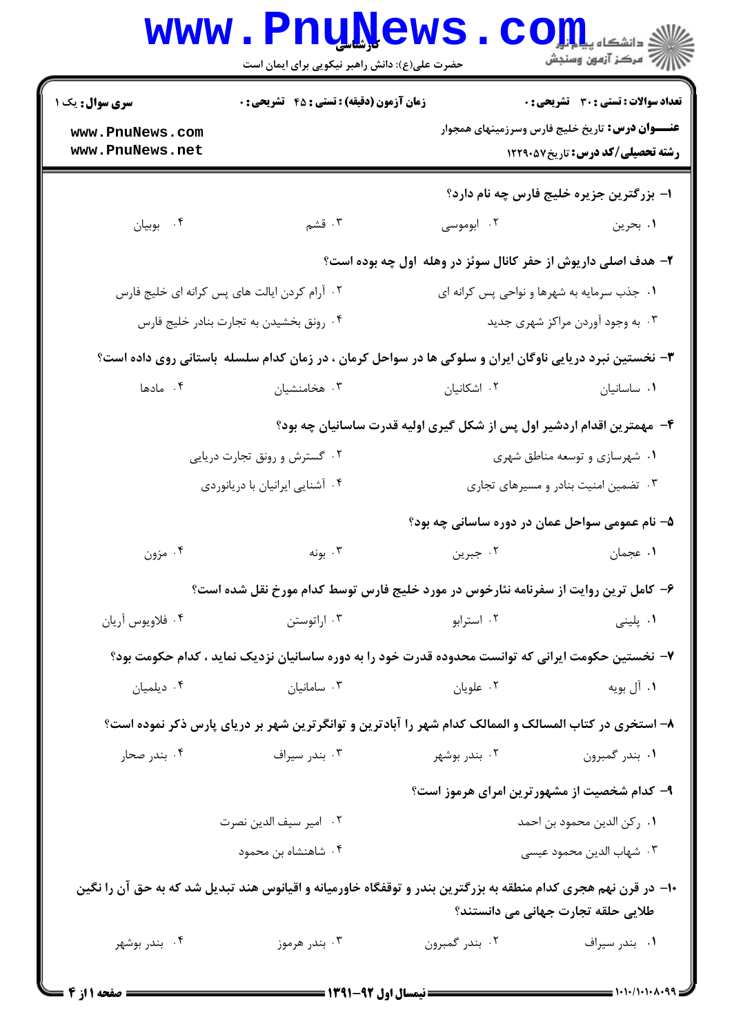**سری سوال:** یک ۱

**زمان آزمون (دقیقه) : تستی : ۴۵ تشریحی : ۰**

**تعداد سوالات : تستی : ۳۰ تشریحی : ۰**

**عنـــوان درس:** تاریخ خلیج فارس وسرزمینهای همجوار

**رشته تحصیلی/کد درس:** تاریخ۱۲۲۹۰۵۷

۱- بزرگترین جزیره خلیج فارس چه نام دارد؟

۱. بحرین
۲. ابوموسی
۳. قشم
۴. بوبیان

۲- هدف اصلی داریوش از حفر کانال سوئز در وهله اول چه بوده است؟

۱. جذب سرمایه به شهرها و نواحی پس کرانه ای
۲. آرام کردن ایالت های پس کرانه ای خلیج فارس
۳. به وجود آوردن مراکز شهری جدید
۴. رونق بخشیدن به تجارت بنادر خلیج فارس

۳- نخستین نبرد دریایی ناوگان ایران و سلوکی ها در سواحل کرمان ، در زمان کدام سلسله باستانی روی داده است؟

۱. ساسانیان
۲. اشکانیان
۳. هخامنشیان
۴. مادها

۴- مهمترین اقدام اردشیر اول پس از شکل گیری اولیه قدرت ساسانیان چه بود؟

۱. شهرسازی و توسعه مناطق شهری
۲. گسترش و رونق تجارت دریایی
۳. تضمین امنیت بنادر و مسیرهای تجاری
۴. آشنایی ایرانیان با دریانوردی

۵- نام عمومی سواحل عمان در دوره ساسانی چه بود؟

۱. عجمان
۲. جبرین
۳. بونه
۴. مزون

۶- کامل ترین روایت از سفرنامه نئارخوس در مورد خلیج فارس توسط کدام مورخ نقل شده است؟

۱. پلینی
۲. استرابو
۳. اراتوستن
۴. فلاویوس آریان

۷- نخستین حکومت ایرانی که توانست محدوده قدرت خود را به دوره ساسانیان نزدیک نماید ، کدام حکومت بود؟

۱. آل بویه
۲. علویان
۳. سامانیان
۴. دیلمیان

۸- استخری در کتاب المسالک و الممالک کدام شهر را آبادترین و توانگرترین شهر بر دریای پارس ذکر نموده است؟

۱. بندر گمبرون
۲. بندر بوشهر
۳. بندر سیراف
۴. بندر صحار

۹- کدام شخصیت از مشهورترین امرای هرموز است؟

۱. رکن الدین محمود بن احمد
۲. امیر سیف الدین نصرت
۳. شهاب الدین محمود عیسی
۴. شاهنشاه بن محمود

۱۰- در قرن نهم هجری کدام منطقه به بزرگترین بندر و توقفگاه خاورمیانه و اقیانوس هند تبدیل شد که به حق آن را نگین طلایی حلقه تجارت جهانی می دانستند؟

۱. بندر سیراف
۲. بندر گمبرون
۳. بندر هرموز
۴. بندر بوشهر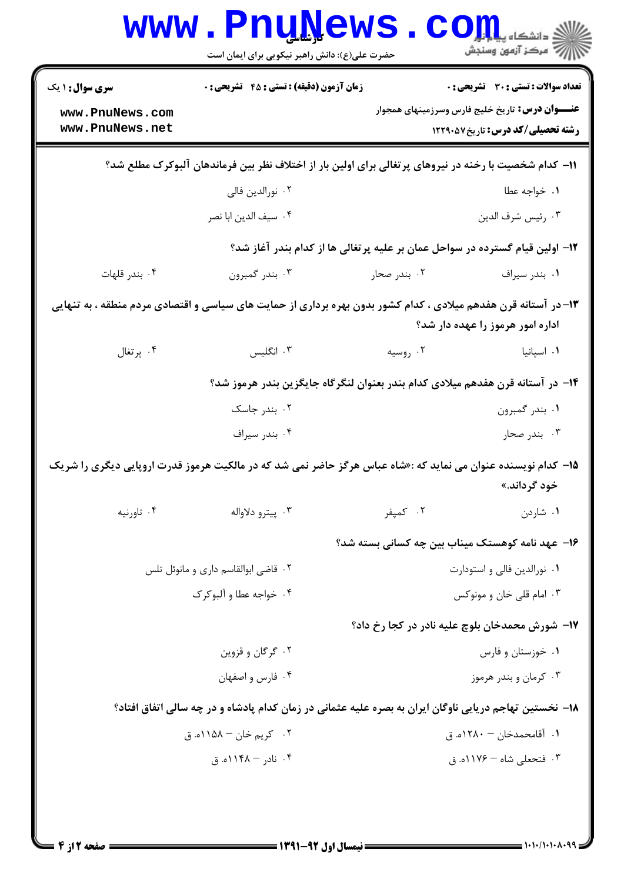۱۱– کدام شخصیت با رخنه در نیروهای پرتغالی برای اولین بار از اختلاف نظر بین فرماندهان آلبوکرک مطلع شد؟

۱. خواجه عطا
۲. نورالدین فالی
۳. رئیس شرف الدین
۴. سیف الدین ابا نصر

۱۲– اولین قیام گسترده در سواحل عمان بر علیه پرتغالی ها از کدام بندر آغاز شد؟

۱. بندر سیراف
۲. بندر صحار
۳. بندر گمبرون
۴. بندر قلهات

۱۳– در آستانه قرن هفدهم میلادی ، کدام کشور بدون بهره برداری از حمایت های سیاسی و اقتصادی مردم منطقه ، به تنهایی اداره امور هرموز را عهده دار شد؟

۱. اسپانیا
۲. روسیه
۳. انگلیس
۴. پرتغال

۱۴– در آستانه قرن هفدهم میلادی کدام بندر بعنوان لنگرگاه جایگزین بندر هرموز شد؟

۱. بندر گمبرون
۲. بندر جاسک
۳. بندر صحار
۴. بندر سیراف

۱۵– کدام نویسنده عنوان می نماید که :«شاه عباس هرگز حاضر نمی شد که در مالکیت هرموز قدرت اروپایی دیگری را شریک خود گرداند.»

۱. شاردن
۲. کمپفر
۳. پیترو دلاواله
۴. تاورنیه

۱۶– عهد نامه کوهستک میناب بین چه کسانی بسته شد؟

۱. نورالدین فالی و استودارت
۲. قاضی ابوالقاسم داری و مانوئل تلس
۳. امام قلی خان و مونوکس
۴. خواجه عطا و آلبوکرک

۱۷– شورش محمدخان بلوچ علیه نادر در کجا رخ داد؟

۱. خوزستان و فارس
۲. گرگان و قزوین
۳. کرمان و بندر هرموز
۴. فارس و اصفهان

۱۸– نخستین تهاجم دریایی ناوگان ایران به بصره علیه عثمانی در زمان کدام پادشاه و در چه سالی اتفاق افتاد؟

۱. آقامحمدخان – ۱۲۸۰ه. ق
۲. کریم خان – ۱۱۵۸ه. ق
۳. فتحعلی شاه – ۱۱۷۶ه. ق
۴. نادر – ۱۱۴۸ه. ق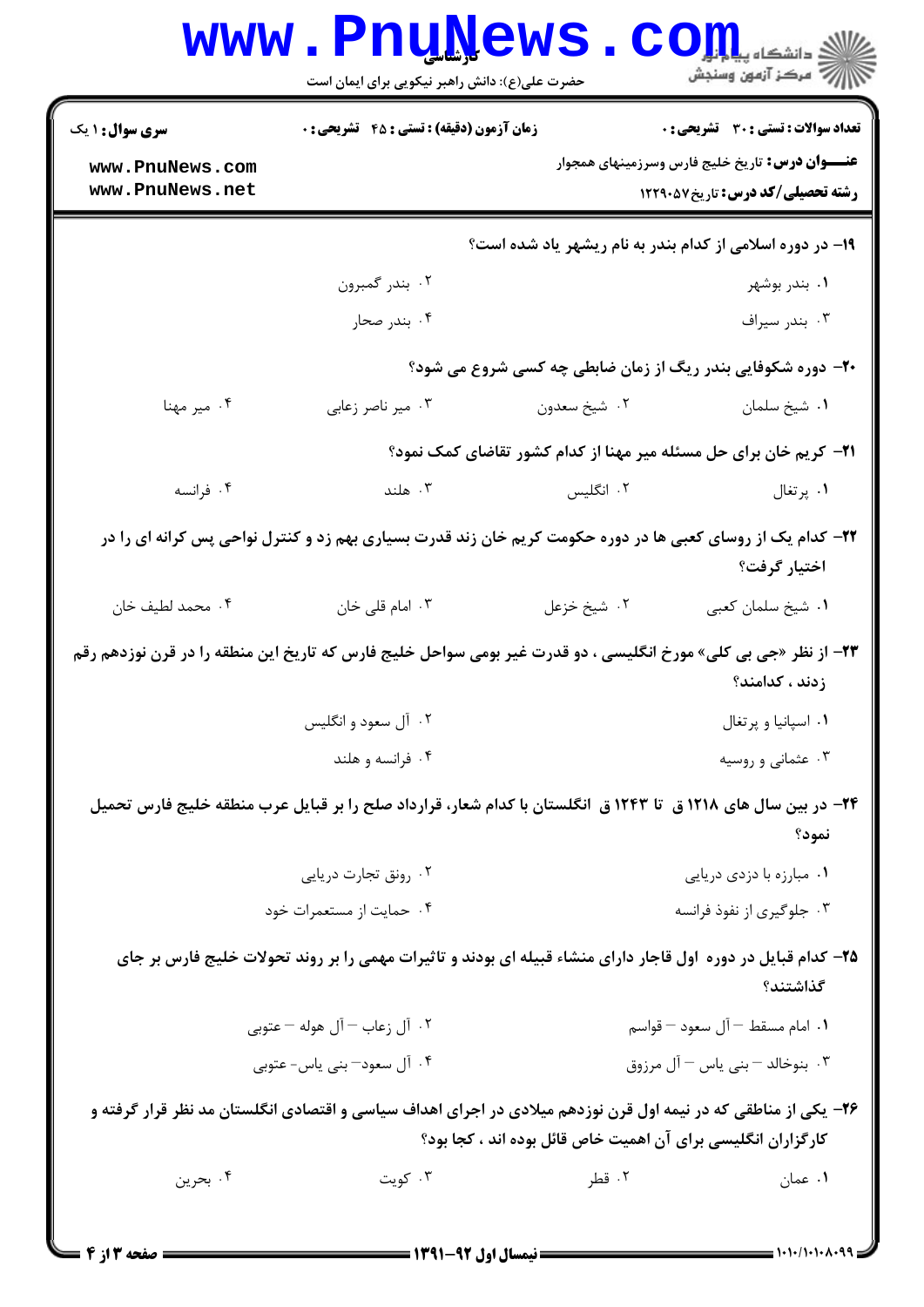**سری سوال:** ۱ یک

**زمان آزمون (دقیقه) : تستی : ۴۵ تشریحی : ۰**

**تعداد سوالات : تستی : ۳۰ تشریحی : ۰**

**عنـــوان درس:** تاریخ خلیج فارس وسرزمینهای همجوار

**رشته تحصیلی/کد درس:** تاریخ۱۲۲۹۰۵۷

۱۹- در دوره اسلامی از کدام بندر به نام ریشهر یاد شده است؟

۱. بندر بوشهر
۲. بندر گمبرون
۳. بندر سیراف
۴. بندر صحار

۲۰- دوره شکوفایی بندر ریگ از زمان ضابطی چه کسی شروع می شود؟

۱. شیخ سلمان
۲. شیخ سعدون
۳. میر ناصر زعابی
۴. میر مهنا

۲۱- کریم خان برای حل مسئله میر مهنا از کدام کشور تقاضای کمک نمود؟

۱. پرتغال
۲. انگلیس
۳. هلند
۴. فرانسه

۲۲- کدام یک از روسای کعبی ها در دوره حکومت کریم خان زند قدرت بسیاری بهم زد و کنترل نواحی پس کرانه ای را در اختیار گرفت؟

۱. شیخ سلمان کعبی
۲. شیخ خزعل
۳. امام قلی خان
۴. محمد لطیف خان

۲۳- از نظر «جی بی کلی» مورخ انگلیسی ، دو قدرت غیر بومی سواحل خلیج فارس که تاریخ این منطقه را در قرن نوزدهم رقم زدند ، کدامند؟

۱. اسپانیا و پرتغال
۲. آل سعود و انگلیس
۳. عثمانی و روسیه
۴. فرانسه و هلند

۲۴- در بین سال های ۱۲۱۸ ق تا ۱۲۴۳ ق انگلستان با کدام شعار، قرارداد صلح را بر قبایل عرب منطقه خلیج فارس تحمیل نمود؟

۱. مبارزه با دزدی دریایی
۲. رونق تجارت دریایی
۳. جلوگیری از نفوذ فرانسه
۴. حمایت از مستعمرات خود

۲۵- کدام قبایل در دوره اول قاجار دارای منشاء قبیله ای بودند و تاثیرات مهمی را بر روند تحولات خلیج فارس بر جای گذاشتند؟

۱. امام مسقط – آل سعود – قواسم
۲. آل زعاب – آل هوله – عتوبی
۳. بنوخالد – بنی یاس – آل مرزوق
۴. آل سعود– بنی یاس- عتوبی

۲۶- یکی از مناطقی که در نیمه اول قرن نوزدهم میلادی در اجرای اهداف سیاسی و اقتصادی انگلستان مد نظر قرار گرفته و کارگزاران انگلیسی برای آن اهمیت خاص قائل بوده اند ، کجا بود؟

۱. عمان
۲. قطر
۳. کویت
۴. بحرین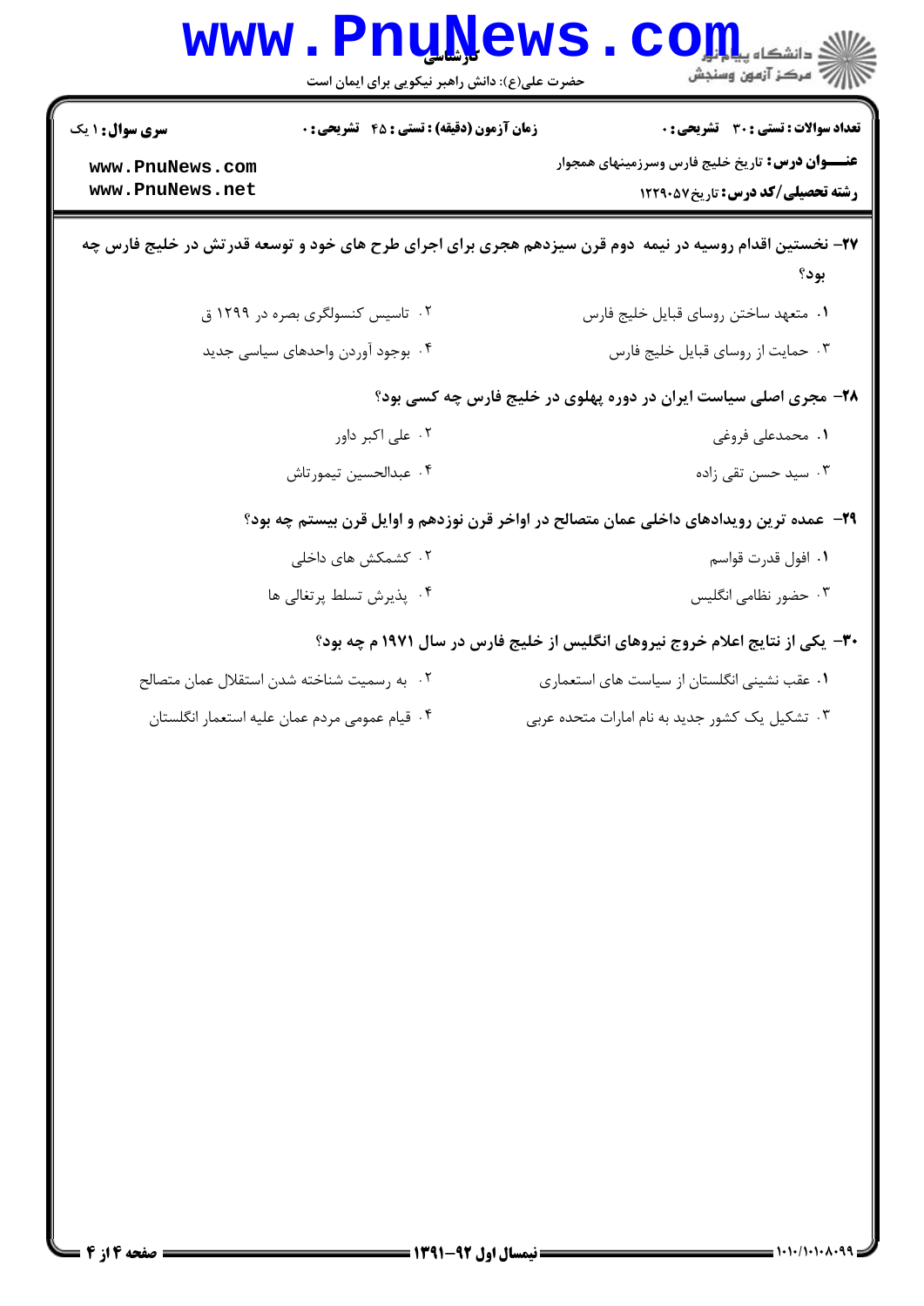**تعداد سوالات : تستی : ۳۰ تشریحی : ۰** | **زمان آزمون (دقیقه) : تستی : ۴۵ تشریحی : ۰** | **سری سوال : ۱ یک**

**عنـــوان درس:** تاریخ خلیج فارس وسرزمینهای همجوار

**رشته تحصیلی/کد درس:** تاریخ۱۲۲۹۰۵۷

**۲۷- نخستین اقدام روسیه در نیمه دوم قرن سیزدهم هجری برای اجرای طرح های خود و توسعه قدرتش در خلیج فارس چه بود؟**

۱. متعهد ساختن روسای قبایل خلیج فارس

۲. تاسیس کنسولگری بصره در ۱۲۹۹ ق

۳. حمایت از روسای قبایل خلیج فارس

۴. بوجود آوردن واحدهای سیاسی جدید

**۲۸- مجری اصلی سیاست ایران در دوره پهلوی در خلیج فارس چه کسی بود؟**

۱. محمدعلی فروغی

۲. علی اکبر داور

۳. سید حسن تقی زاده

۴. عبدالحسین تیمورتاش

**۲۹- عمده ترین رویدادهای داخلی عمان متصالح در اواخر قرن نوزدهم و اوایل قرن بیستم چه بود؟**

۱. افول قدرت قواسم

۲. کشمکش های داخلی

۳. حضور نظامی انگلیس

۴. پذیرش تسلط پرتغالی ها

**۳۰- یکی از نتایج اعلام خروج نیروهای انگلیس از خلیج فارس در سال ۱۹۷۱ م چه بود؟**

۱. عقب نشینی انگلستان از سیاست های استعماری

۲. به رسمیت شناخته شدن استقلال عمان متصالح

۳. تشکیل یک کشور جدید به نام امارات متحده عربی

۴. قیام عمومی مردم عمان علیه استعمار انگلستان